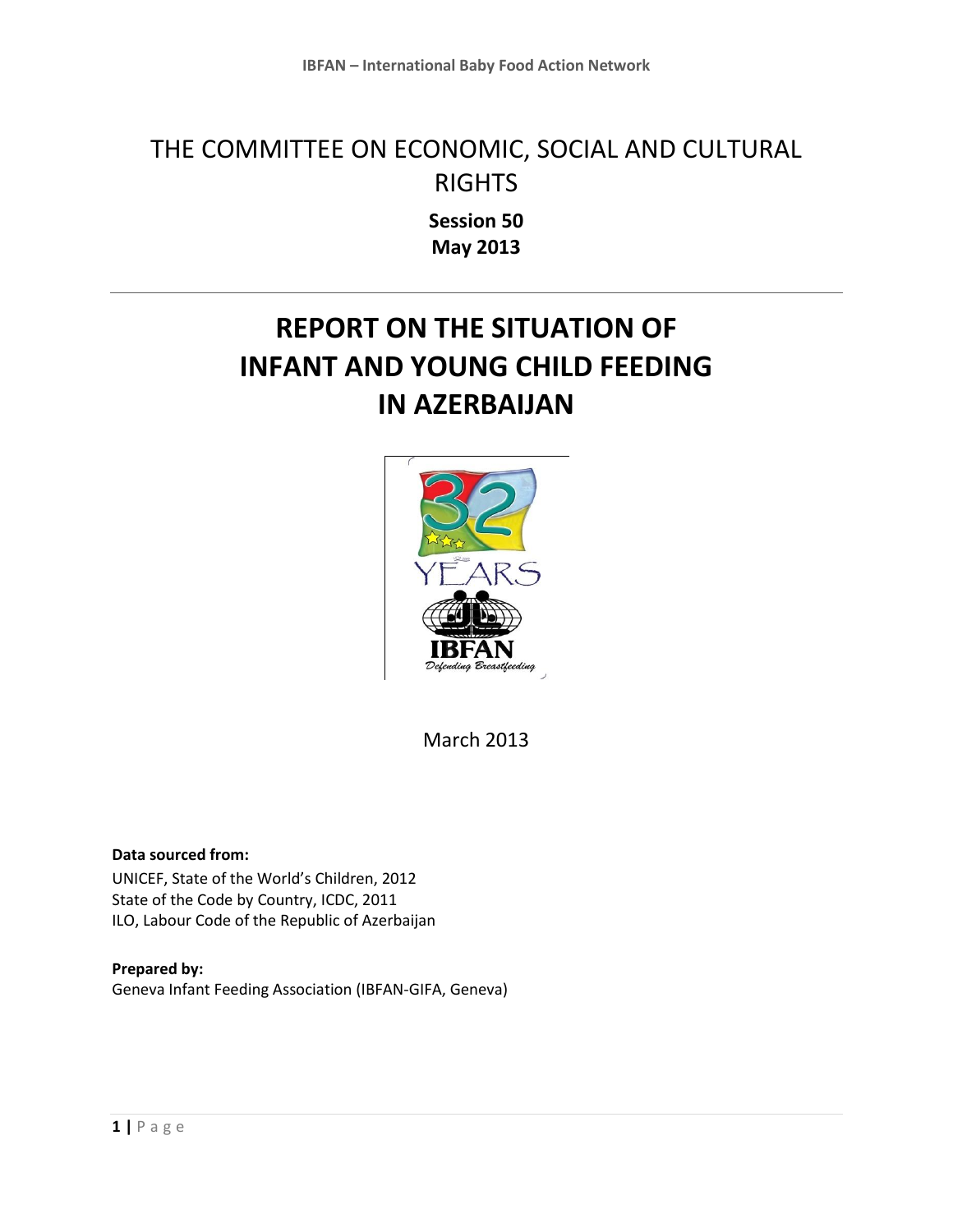# THE COMMITTEE ON ECONOMIC, SOCIAL AND CULTURAL RIGHTS

**Session 50**
**May 2013**

---

# REPORT ON THE SITUATION OF INFANT AND YOUNG CHILD FEEDING IN AZERBAIJAN

March 2013

**Data sourced from:**
UNICEF, State of the World's Children, 2012
State of the Code by Country, ICDC, 2011
ILO, Labour Code of the Republic of Azerbaijan

**Prepared by:**
Geneva Infant Feeding Association (IBFAN-GIFA, Geneva)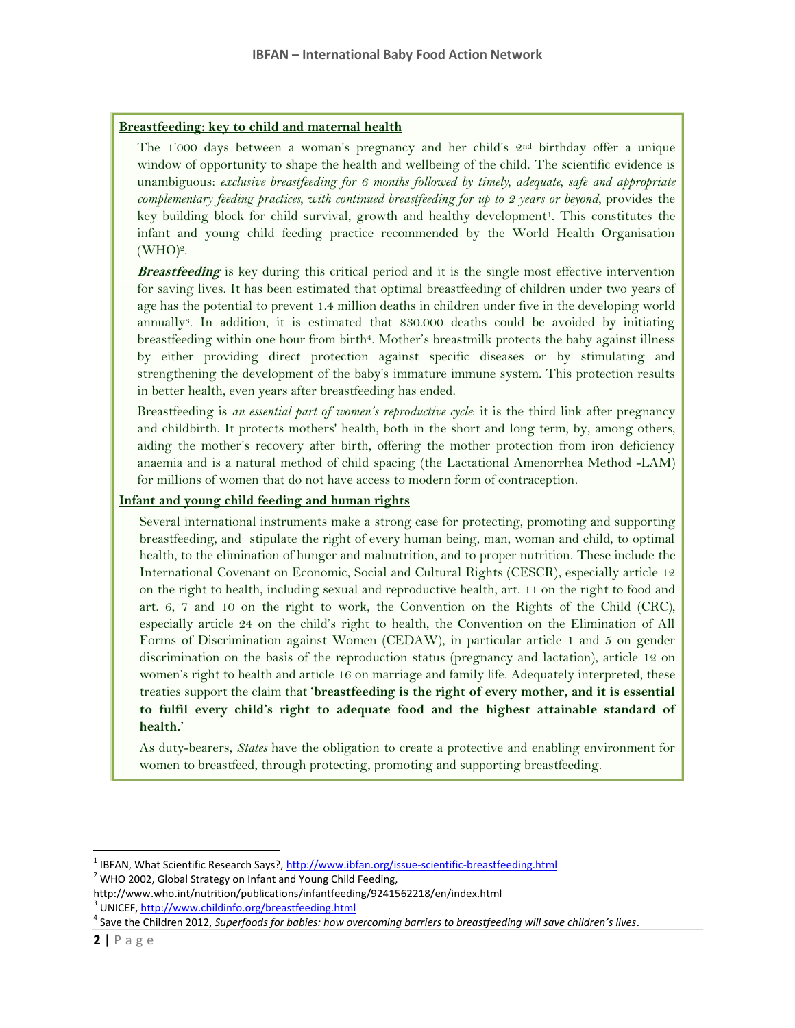## Breastfeeding: key to child and maternal health

The 1'000 days between a woman's pregnancy and her child's 2nd birthday offer a unique window of opportunity to shape the health and wellbeing of the child. The scientific evidence is unambiguous: *exclusive breastfeeding for 6 months followed by timely, adequate, safe and appropriate complementary feeding practices, with continued breastfeeding for up to 2 years or beyond*, provides the key building block for child survival, growth and healthy development[1]. This constitutes the infant and young child feeding practice recommended by the World Health Organisation (WHO)[2].

***Breastfeeding*** is key during this critical period and it is the single most effective intervention for saving lives. It has been estimated that optimal breastfeeding of children under two years of age has the potential to prevent 1.4 million deaths in children under five in the developing world annually[3]. In addition, it is estimated that 830.000 deaths could be avoided by initiating breastfeeding within one hour from birth[4]. Mother's breastmilk protects the baby against illness by either providing direct protection against specific diseases or by stimulating and strengthening the development of the baby's immature immune system. This protection results in better health, even years after breastfeeding has ended.

Breastfeeding is *an essential part of women's reproductive cycle*: it is the third link after pregnancy and childbirth. It protects mothers' health, both in the short and long term, by, among others, aiding the mother's recovery after birth, offering the mother protection from iron deficiency anaemia and is a natural method of child spacing (the Lactational Amenorrhea Method -LAM) for millions of women that do not have access to modern form of contraception.

## Infant and young child feeding and human rights

Several international instruments make a strong case for protecting, promoting and supporting breastfeeding, and stipulate the right of every human being, man, woman and child, to optimal health, to the elimination of hunger and malnutrition, and to proper nutrition. These include the International Covenant on Economic, Social and Cultural Rights (CESCR), especially article 12 on the right to health, including sexual and reproductive health, art. 11 on the right to food and art. 6, 7 and 10 on the right to work, the Convention on the Rights of the Child (CRC), especially article 24 on the child's right to health, the Convention on the Elimination of All Forms of Discrimination against Women (CEDAW), in particular article 1 and 5 on gender discrimination on the basis of the reproduction status (pregnancy and lactation), article 12 on women's right to health and article 16 on marriage and family life. Adequately interpreted, these treaties support the claim that **'breastfeeding is the right of every mother, and it is essential to fulfil every child's right to adequate food and the highest attainable standard of health.'**

As duty-bearers, *States* have the obligation to create a protective and enabling environment for women to breastfeed, through protecting, promoting and supporting breastfeeding.

---

[1] IBFAN, What Scientific Research Says?, http://www.ibfan.org/issue-scientific-breastfeeding.html

[2] WHO 2002, Global Strategy on Infant and Young Child Feeding, http://www.who.int/nutrition/publications/infantfeeding/9241562218/en/index.html

[3] UNICEF, http://www.childinfo.org/breastfeeding.html

[4] Save the Children 2012, *Superfoods for babies: how overcoming barriers to breastfeeding will save children's lives*.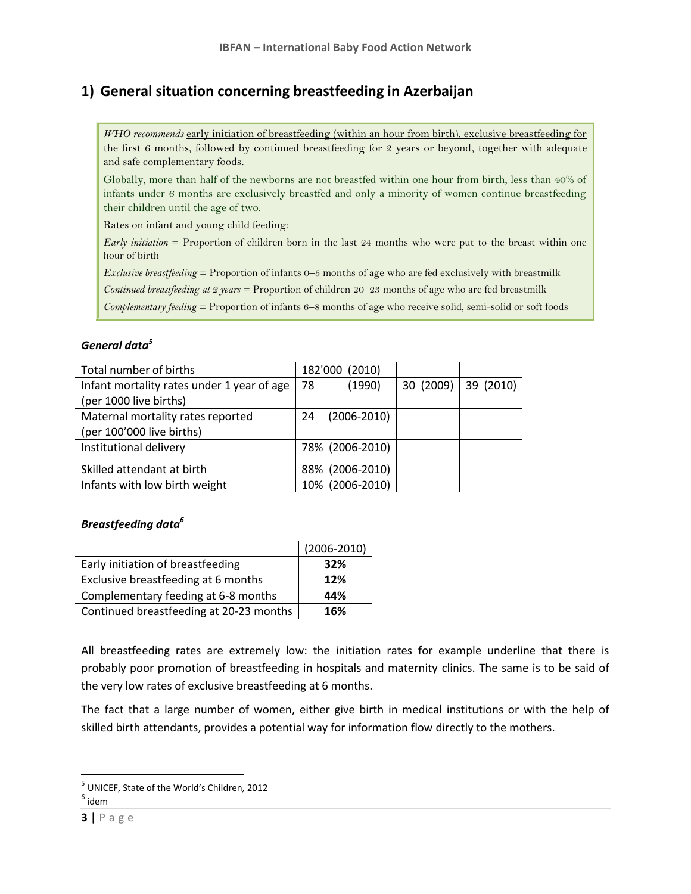## 1) General situation concerning breastfeeding in Azerbaijan

> *WHO recommends* early initiation of breastfeeding (within an hour from birth), exclusive breastfeeding for the first 6 months, followed by continued breastfeeding for 2 years or beyond, together with adequate and safe complementary foods.
>
> Globally, more than half of the newborns are not breastfed within one hour from birth, less than 40% of infants under 6 months are exclusively breastfed and only a minority of women continue breastfeeding their children until the age of two.
>
> Rates on infant and young child feeding:
>
> *Early initiation* = Proportion of children born in the last 24 months who were put to the breast within one hour of birth
>
> *Exclusive breastfeeding* = Proportion of infants 0–5 months of age who are fed exclusively with breastmilk
>
> *Continued breastfeeding at 2 years* = Proportion of children 20–23 months of age who are fed breastmilk
>
> *Complementary feeding* = Proportion of infants 6–8 months of age who receive solid, semi-solid or soft foods

### *General data*[5]

| | | | |
|---|---|---|---|
| Total number of births | 182'000 (2010) | | |
| Infant mortality rates under 1 year of age (per 1000 live births) | 78 (1990) | 30 (2009) | 39 (2010) |
| Maternal mortality rates reported (per 100'000 live births) | 24 (2006-2010) | | |
| Institutional delivery | 78% (2006-2010) | | |
| Skilled attendant at birth | 88% (2006-2010) | | |
| Infants with low birth weight | 10% (2006-2010) | | |

### *Breastfeeding data*[6]

| | (2006-2010) |
|---|---|
| Early initiation of breastfeeding | **32%** |
| Exclusive breastfeeding at 6 months | **12%** |
| Complementary feeding at 6-8 months | **44%** |
| Continued breastfeeding at 20-23 months | **16%** |

All breastfeeding rates are extremely low: the initiation rates for example underline that there is probably poor promotion of breastfeeding in hospitals and maternity clinics. The same is to be said of the very low rates of exclusive breastfeeding at 6 months.

The fact that a large number of women, either give birth in medical institutions or with the help of skilled birth attendants, provides a potential way for information flow directly to the mothers.

---

[5] UNICEF, State of the World's Children, 2012

[6] idem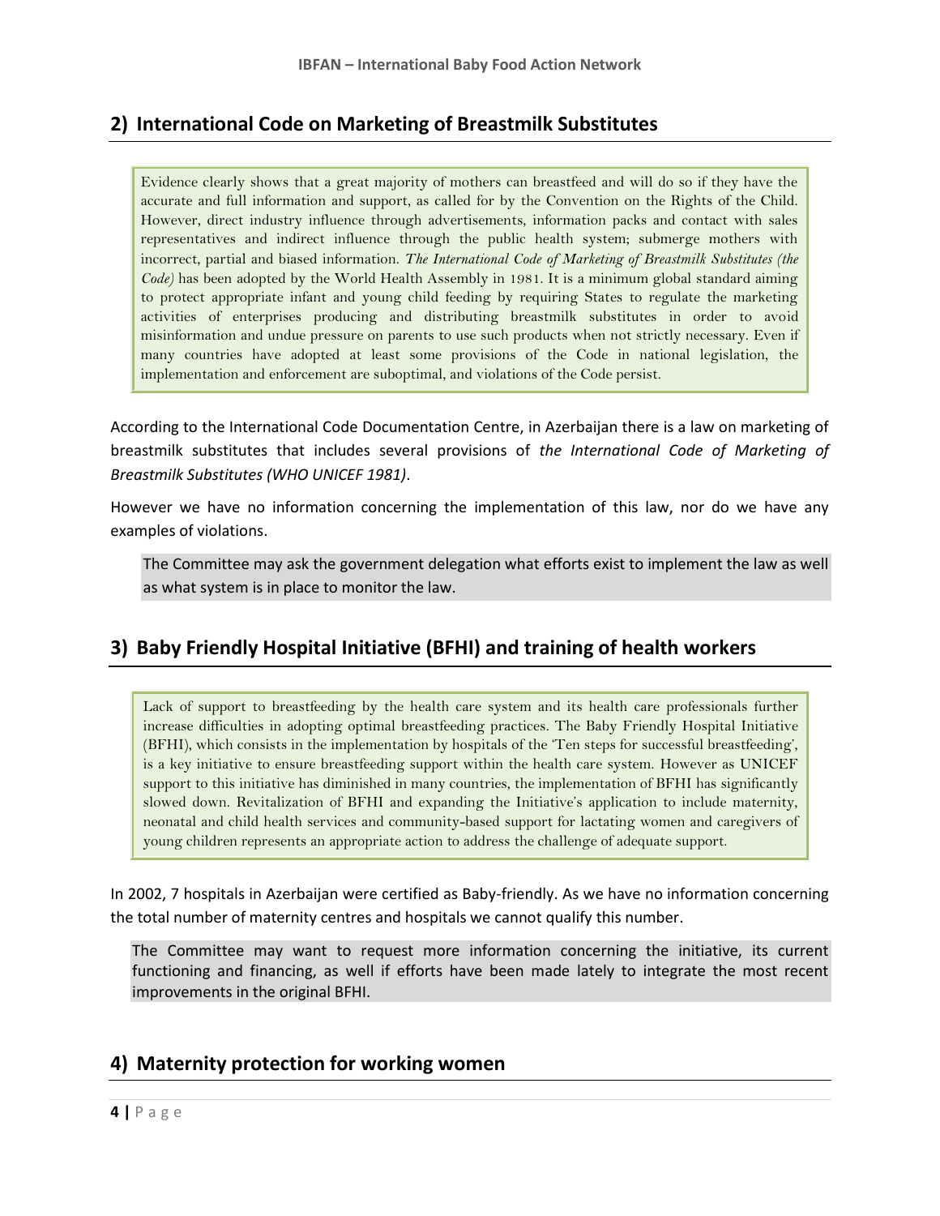## 2) International Code on Marketing of Breastmilk Substitutes

> Evidence clearly shows that a great majority of mothers can breastfeed and will do so if they have the accurate and full information and support, as called for by the Convention on the Rights of the Child. However, direct industry influence through advertisements, information packs and contact with sales representatives and indirect influence through the public health system; submerge mothers with incorrect, partial and biased information. *The International Code of Marketing of Breastmilk Substitutes (the Code)* has been adopted by the World Health Assembly in 1981. It is a minimum global standard aiming to protect appropriate infant and young child feeding by requiring States to regulate the marketing activities of enterprises producing and distributing breastmilk substitutes in order to avoid misinformation and undue pressure on parents to use such products when not strictly necessary. Even if many countries have adopted at least some provisions of the Code in national legislation, the implementation and enforcement are suboptimal, and violations of the Code persist.

According to the International Code Documentation Centre, in Azerbaijan there is a law on marketing of breastmilk substitutes that includes several provisions of *the International Code of Marketing of Breastmilk Substitutes (WHO UNICEF 1981)*.

However we have no information concerning the implementation of this law, nor do we have any examples of violations.

> The Committee may ask the government delegation what efforts exist to implement the law as well as what system is in place to monitor the law.

## 3) Baby Friendly Hospital Initiative (BFHI) and training of health workers

> Lack of support to breastfeeding by the health care system and its health care professionals further increase difficulties in adopting optimal breastfeeding practices. The Baby Friendly Hospital Initiative (BFHI), which consists in the implementation by hospitals of the 'Ten steps for successful breastfeeding', is a key initiative to ensure breastfeeding support within the health care system. However as UNICEF support to this initiative has diminished in many countries, the implementation of BFHI has significantly slowed down. Revitalization of BFHI and expanding the Initiative's application to include maternity, neonatal and child health services and community-based support for lactating women and caregivers of young children represents an appropriate action to address the challenge of adequate support.

In 2002, 7 hospitals in Azerbaijan were certified as Baby-friendly. As we have no information concerning the total number of maternity centres and hospitals we cannot qualify this number.

> The Committee may want to request more information concerning the initiative, its current functioning and financing, as well if efforts have been made lately to integrate the most recent improvements in the original BFHI.

## 4) Maternity protection for working women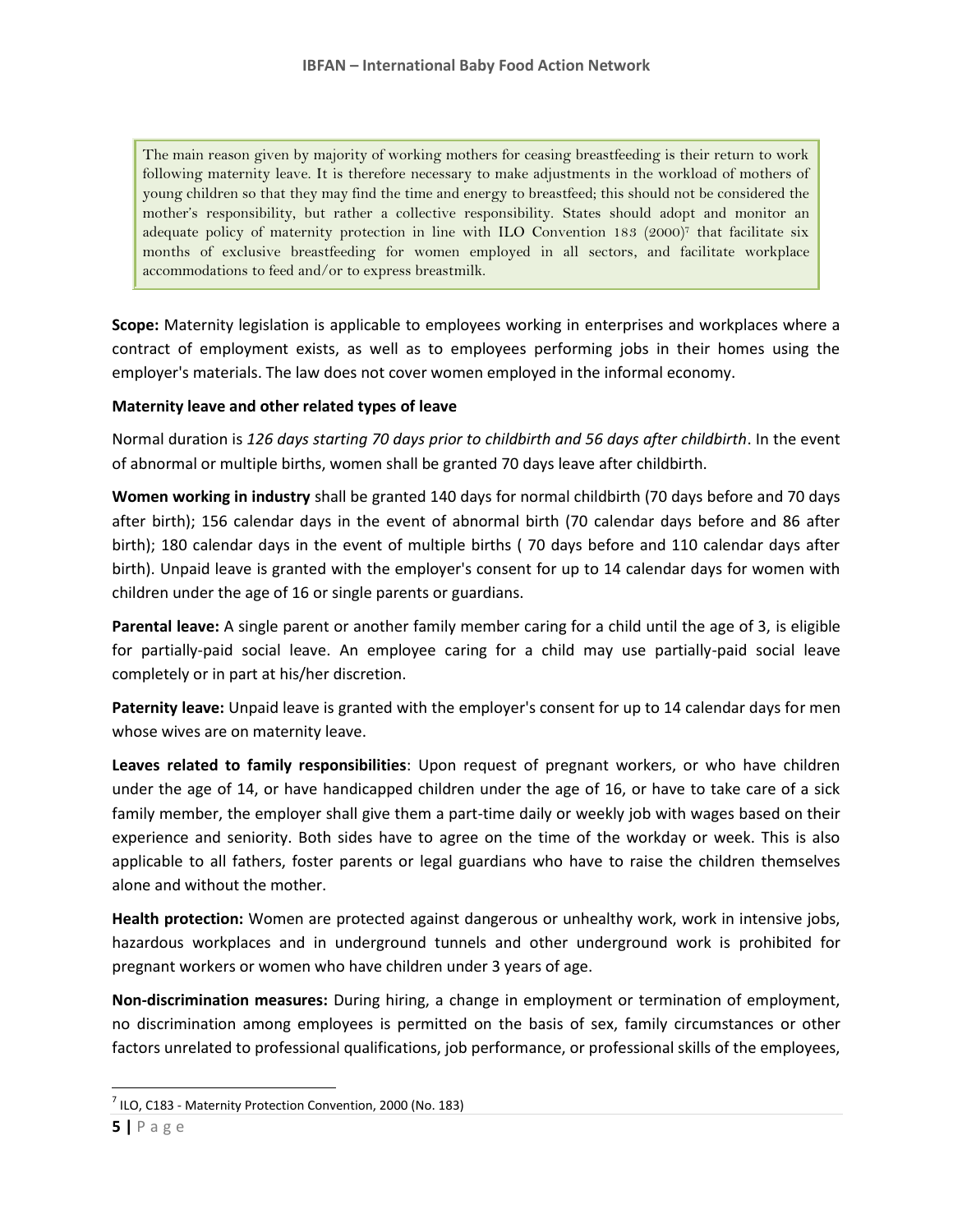> The main reason given by majority of working mothers for ceasing breastfeeding is their return to work following maternity leave. It is therefore necessary to make adjustments in the workload of mothers of young children so that they may find the time and energy to breastfeed; this should not be considered the mother's responsibility, but rather a collective responsibility. States should adopt and monitor an adequate policy of maternity protection in line with ILO Convention 183 (2000)[7] that facilitate six months of exclusive breastfeeding for women employed in all sectors, and facilitate workplace accommodations to feed and/or to express breastmilk.

**Scope:** Maternity legislation is applicable to employees working in enterprises and workplaces where a contract of employment exists, as well as to employees performing jobs in their homes using the employer's materials. The law does not cover women employed in the informal economy.

**Maternity leave and other related types of leave**

Normal duration is *126 days starting 70 days prior to childbirth and 56 days after childbirth*. In the event of abnormal or multiple births, women shall be granted 70 days leave after childbirth.

**Women working in industry** shall be granted 140 days for normal childbirth (70 days before and 70 days after birth); 156 calendar days in the event of abnormal birth (70 calendar days before and 86 after birth); 180 calendar days in the event of multiple births ( 70 days before and 110 calendar days after birth). Unpaid leave is granted with the employer's consent for up to 14 calendar days for women with children under the age of 16 or single parents or guardians.

**Parental leave:** A single parent or another family member caring for a child until the age of 3, is eligible for partially-paid social leave. An employee caring for a child may use partially-paid social leave completely or in part at his/her discretion.

**Paternity leave:** Unpaid leave is granted with the employer's consent for up to 14 calendar days for men whose wives are on maternity leave.

**Leaves related to family responsibilities**: Upon request of pregnant workers, or who have children under the age of 14, or have handicapped children under the age of 16, or have to take care of a sick family member, the employer shall give them a part-time daily or weekly job with wages based on their experience and seniority. Both sides have to agree on the time of the workday or week. This is also applicable to all fathers, foster parents or legal guardians who have to raise the children themselves alone and without the mother.

**Health protection:** Women are protected against dangerous or unhealthy work, work in intensive jobs, hazardous workplaces and in underground tunnels and other underground work is prohibited for pregnant workers or women who have children under 3 years of age.

**Non-discrimination measures:** During hiring, a change in employment or termination of employment, no discrimination among employees is permitted on the basis of sex, family circumstances or other factors unrelated to professional qualifications, job performance, or professional skills of the employees,

---

[7] ILO, C183 - Maternity Protection Convention, 2000 (No. 183)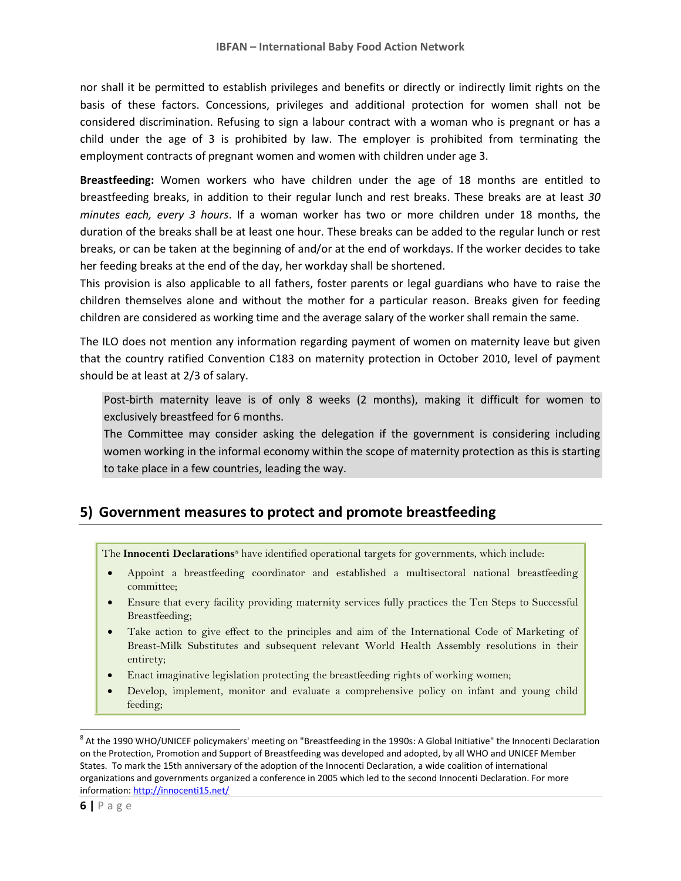nor shall it be permitted to establish privileges and benefits or directly or indirectly limit rights on the basis of these factors. Concessions, privileges and additional protection for women shall not be considered discrimination. Refusing to sign a labour contract with a woman who is pregnant or has a child under the age of 3 is prohibited by law. The employer is prohibited from terminating the employment contracts of pregnant women and women with children under age 3.

**Breastfeeding:** Women workers who have children under the age of 18 months are entitled to breastfeeding breaks, in addition to their regular lunch and rest breaks. These breaks are at least *30 minutes each, every 3 hours*. If a woman worker has two or more children under 18 months, the duration of the breaks shall be at least one hour. These breaks can be added to the regular lunch or rest breaks, or can be taken at the beginning of and/or at the end of workdays. If the worker decides to take her feeding breaks at the end of the day, her workday shall be shortened.
This provision is also applicable to all fathers, foster parents or legal guardians who have to raise the children themselves alone and without the mother for a particular reason. Breaks given for feeding children are considered as working time and the average salary of the worker shall remain the same.

The ILO does not mention any information regarding payment of women on maternity leave but given that the country ratified Convention C183 on maternity protection in October 2010, level of payment should be at least at 2/3 of salary.

> Post-birth maternity leave is of only 8 weeks (2 months), making it difficult for women to exclusively breastfeed for 6 months.
> The Committee may consider asking the delegation if the government is considering including women working in the informal economy within the scope of maternity protection as this is starting to take place in a few countries, leading the way.

## 5) Government measures to protect and promote breastfeeding

> The **Innocenti Declarations**[8] have identified operational targets for governments, which include:
>
> - Appoint a breastfeeding coordinator and established a multisectoral national breastfeeding committee;
> - Ensure that every facility providing maternity services fully practices the Ten Steps to Successful Breastfeeding;
> - Take action to give effect to the principles and aim of the International Code of Marketing of Breast-Milk Substitutes and subsequent relevant World Health Assembly resolutions in their entirety;
> - Enact imaginative legislation protecting the breastfeeding rights of working women;
> - Develop, implement, monitor and evaluate a comprehensive policy on infant and young child feeding;

[8] At the 1990 WHO/UNICEF policymakers' meeting on "Breastfeeding in the 1990s: A Global Initiative" the Innocenti Declaration on the Protection, Promotion and Support of Breastfeeding was developed and adopted, by all WHO and UNICEF Member States. To mark the 15th anniversary of the adoption of the Innocenti Declaration, a wide coalition of international organizations and governments organized a conference in 2005 which led to the second Innocenti Declaration. For more information: http://innocenti15.net/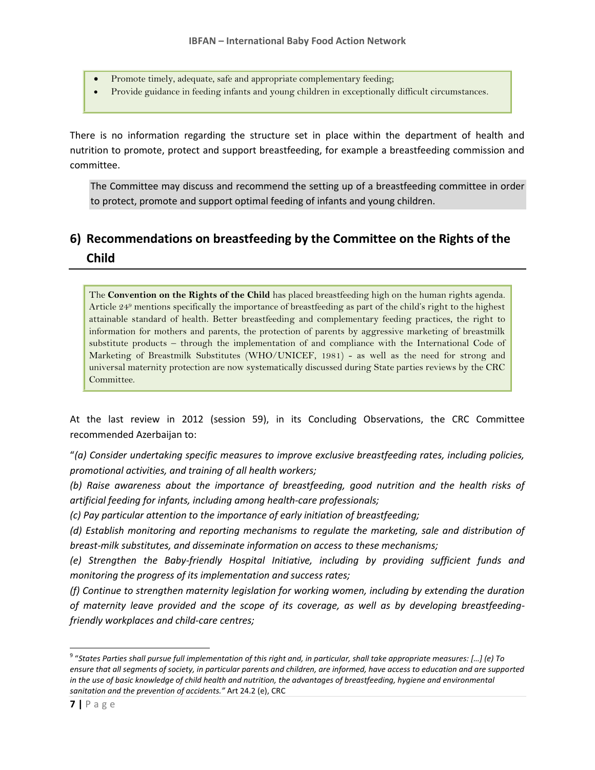- Promote timely, adequate, safe and appropriate complementary feeding;
- Provide guidance in feeding infants and young children in exceptionally difficult circumstances.

There is no information regarding the structure set in place within the department of health and nutrition to promote, protect and support breastfeeding, for example a breastfeeding commission and committee.

The Committee may discuss and recommend the setting up of a breastfeeding committee in order to protect, promote and support optimal feeding of infants and young children.

## 6) Recommendations on breastfeeding by the Committee on the Rights of the Child

The **Convention on the Rights of the Child** has placed breastfeeding high on the human rights agenda. Article 24[9] mentions specifically the importance of breastfeeding as part of the child's right to the highest attainable standard of health. Better breastfeeding and complementary feeding practices, the right to information for mothers and parents, the protection of parents by aggressive marketing of breastmilk substitute products – through the implementation of and compliance with the International Code of Marketing of Breastmilk Substitutes (WHO/UNICEF, 1981) - as well as the need for strong and universal maternity protection are now systematically discussed during State parties reviews by the CRC Committee.

At the last review in 2012 (session 59), in its Concluding Observations, the CRC Committee recommended Azerbaijan to:

"*(a) Consider undertaking specific measures to improve exclusive breastfeeding rates, including policies, promotional activities, and training of all health workers;*

*(b) Raise awareness about the importance of breastfeeding, good nutrition and the health risks of artificial feeding for infants, including among health-care professionals;*

*(c) Pay particular attention to the importance of early initiation of breastfeeding;*

*(d) Establish monitoring and reporting mechanisms to regulate the marketing, sale and distribution of breast-milk substitutes, and disseminate information on access to these mechanisms;*

*(e) Strengthen the Baby-friendly Hospital Initiative, including by providing sufficient funds and monitoring the progress of its implementation and success rates;*

*(f) Continue to strengthen maternity legislation for working women, including by extending the duration of maternity leave provided and the scope of its coverage, as well as by developing breastfeeding-friendly workplaces and child-care centres;*

---

[9] "*States Parties shall pursue full implementation of this right and, in particular, shall take appropriate measures: […] (e) To ensure that all segments of society, in particular parents and children, are informed, have access to education and are supported in the use of basic knowledge of child health and nutrition, the advantages of breastfeeding, hygiene and environmental sanitation and the prevention of accidents.*" Art 24.2 (e), CRC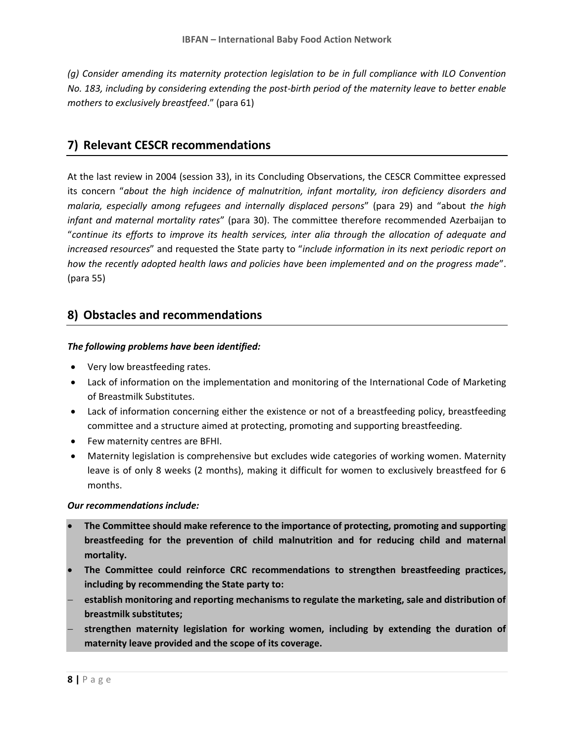*(g) Consider amending its maternity protection legislation to be in full compliance with ILO Convention No. 183, including by considering extending the post-birth period of the maternity leave to better enable mothers to exclusively breastfeed*." (para 61)

## 7) Relevant CESCR recommendations

At the last review in 2004 (session 33), in its Concluding Observations, the CESCR Committee expressed its concern "*about the high incidence of malnutrition, infant mortality, iron deficiency disorders and malaria, especially among refugees and internally displaced persons*" (para 29) and "about *the high infant and maternal mortality rates*" (para 30). The committee therefore recommended Azerbaijan to "*continue its efforts to improve its health services, inter alia through the allocation of adequate and increased resources*" and requested the State party to "*include information in its next periodic report on how the recently adopted health laws and policies have been implemented and on the progress made*". (para 55)

## 8) Obstacles and recommendations

***The following problems have been identified:***

- Very low breastfeeding rates.
- Lack of information on the implementation and monitoring of the International Code of Marketing of Breastmilk Substitutes.
- Lack of information concerning either the existence or not of a breastfeeding policy, breastfeeding committee and a structure aimed at protecting, promoting and supporting breastfeeding.
- Few maternity centres are BFHI.
- Maternity legislation is comprehensive but excludes wide categories of working women. Maternity leave is of only 8 weeks (2 months), making it difficult for women to exclusively breastfeed for 6 months.

***Our recommendations include:***

- **The Committee should make reference to the importance of protecting, promoting and supporting breastfeeding for the prevention of child malnutrition and for reducing child and maternal mortality.**
- **The Committee could reinforce CRC recommendations to strengthen breastfeeding practices, including by recommending the State party to:**
  - **establish monitoring and reporting mechanisms to regulate the marketing, sale and distribution of breastmilk substitutes;**
  - **strengthen maternity legislation for working women, including by extending the duration of maternity leave provided and the scope of its coverage.**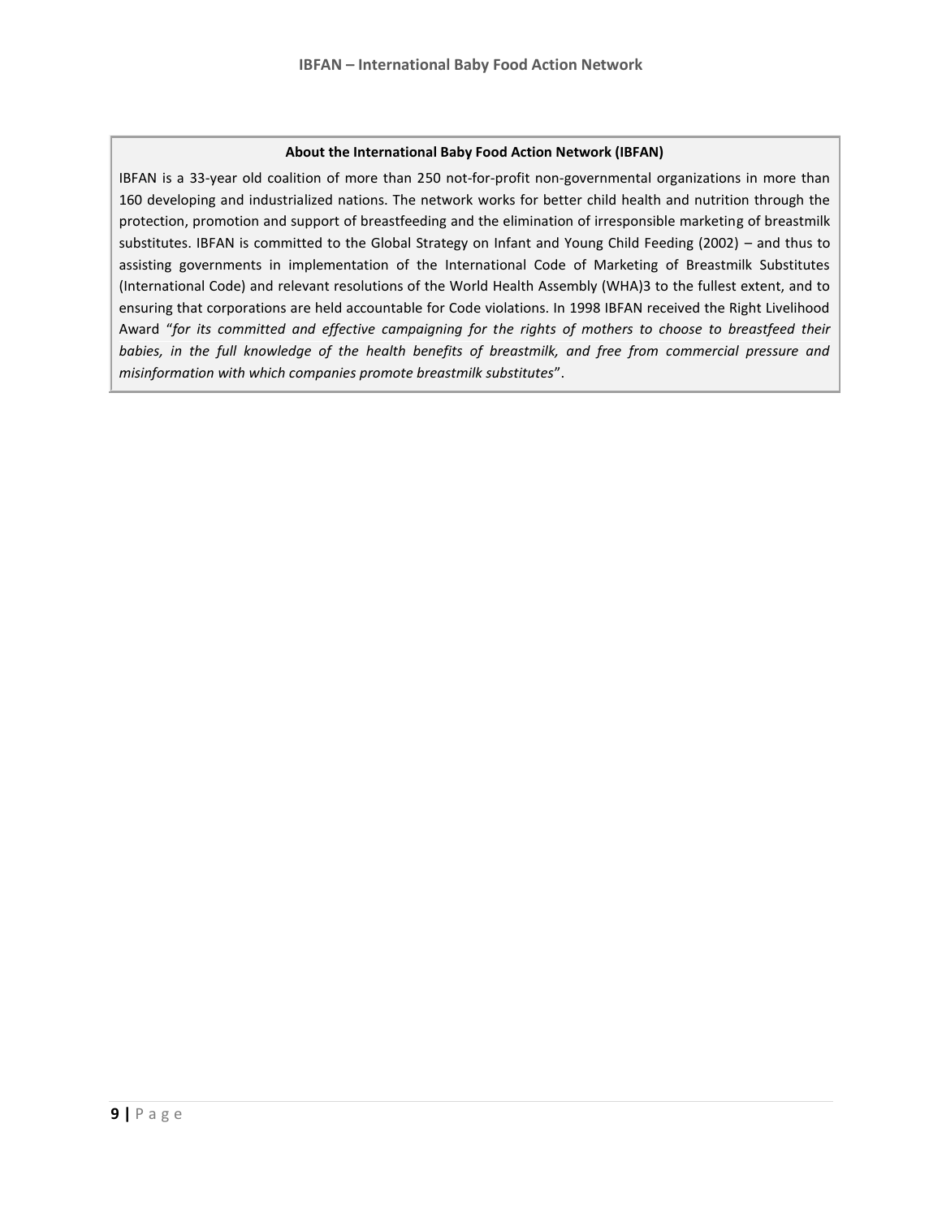**About the International Baby Food Action Network (IBFAN)**

IBFAN is a 33-year old coalition of more than 250 not-for-profit non-governmental organizations in more than 160 developing and industrialized nations. The network works for better child health and nutrition through the protection, promotion and support of breastfeeding and the elimination of irresponsible marketing of breastmilk substitutes. IBFAN is committed to the Global Strategy on Infant and Young Child Feeding (2002) – and thus to assisting governments in implementation of the International Code of Marketing of Breastmilk Substitutes (International Code) and relevant resolutions of the World Health Assembly (WHA)3 to the fullest extent, and to ensuring that corporations are held accountable for Code violations. In 1998 IBFAN received the Right Livelihood Award "*for its committed and effective campaigning for the rights of mothers to choose to breastfeed their babies, in the full knowledge of the health benefits of breastmilk, and free from commercial pressure and misinformation with which companies promote breastmilk substitutes*".